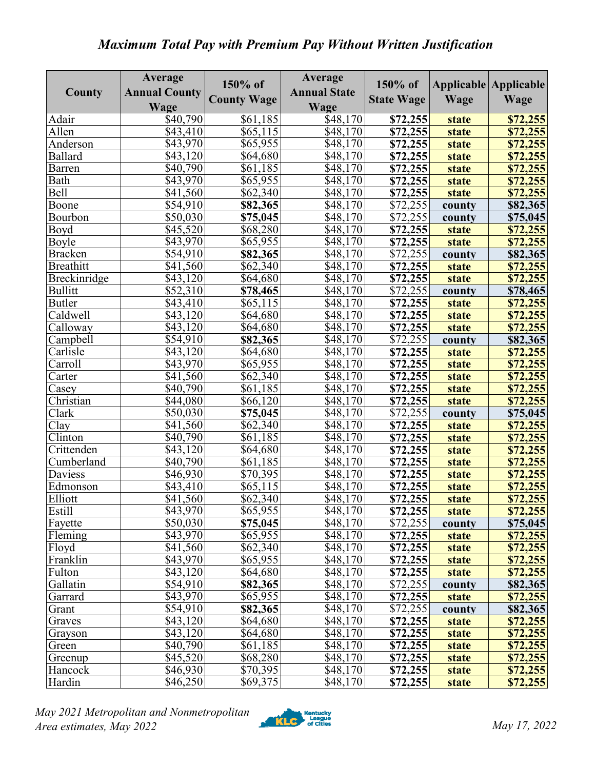# *Maximum Total Pay with Premium Pay Without Written Justification*

| County | Average Annual County Wage | 150% of County Wage | Average Annual State Wage | 150% of State Wage | Applicable Wage | Applicable Wage |
|---|---|---|---|---|---|---|
| Adair | $40,790 | $61,185 | $48,170 | **$72,255** | **state** | **$72,255** |
| Allen | $43,410 | $65,115 | $48,170 | **$72,255** | **state** | **$72,255** |
| Anderson | $43,970 | $65,955 | $48,170 | **$72,255** | **state** | **$72,255** |
| Ballard | $43,120 | $64,680 | $48,170 | **$72,255** | **state** | **$72,255** |
| Barren | $40,790 | $61,185 | $48,170 | **$72,255** | **state** | **$72,255** |
| Bath | $43,970 | $65,955 | $48,170 | **$72,255** | **state** | **$72,255** |
| Bell | $41,560 | $62,340 | $48,170 | **$72,255** | **state** | **$72,255** |
| Boone | $54,910 | **$82,365** | $48,170 | $72,255 | **county** | **$82,365** |
| Bourbon | $50,030 | **$75,045** | $48,170 | $72,255 | **county** | **$75,045** |
| Boyd | $45,520 | $68,280 | $48,170 | **$72,255** | **state** | **$72,255** |
| Boyle | $43,970 | $65,955 | $48,170 | **$72,255** | **state** | **$72,255** |
| Bracken | $54,910 | **$82,365** | $48,170 | $72,255 | **county** | **$82,365** |
| Breathitt | $41,560 | $62,340 | $48,170 | **$72,255** | **state** | **$72,255** |
| Breckinridge | $43,120 | $64,680 | $48,170 | **$72,255** | **state** | **$72,255** |
| Bullitt | $52,310 | **$78,465** | $48,170 | $72,255 | **county** | **$78,465** |
| Butler | $43,410 | $65,115 | $48,170 | **$72,255** | **state** | **$72,255** |
| Caldwell | $43,120 | $64,680 | $48,170 | **$72,255** | **state** | **$72,255** |
| Calloway | $43,120 | $64,680 | $48,170 | **$72,255** | **state** | **$72,255** |
| Campbell | $54,910 | **$82,365** | $48,170 | $72,255 | **county** | **$82,365** |
| Carlisle | $43,120 | $64,680 | $48,170 | **$72,255** | **state** | **$72,255** |
| Carroll | $43,970 | $65,955 | $48,170 | **$72,255** | **state** | **$72,255** |
| Carter | $41,560 | $62,340 | $48,170 | **$72,255** | **state** | **$72,255** |
| Casey | $40,790 | $61,185 | $48,170 | **$72,255** | **state** | **$72,255** |
| Christian | $44,080 | $66,120 | $48,170 | **$72,255** | **state** | **$72,255** |
| Clark | $50,030 | **$75,045** | $48,170 | $72,255 | **county** | **$75,045** |
| Clay | $41,560 | $62,340 | $48,170 | **$72,255** | **state** | **$72,255** |
| Clinton | $40,790 | $61,185 | $48,170 | **$72,255** | **state** | **$72,255** |
| Crittenden | $43,120 | $64,680 | $48,170 | **$72,255** | **state** | **$72,255** |
| Cumberland | $40,790 | $61,185 | $48,170 | **$72,255** | **state** | **$72,255** |
| Daviess | $46,930 | $70,395 | $48,170 | **$72,255** | **state** | **$72,255** |
| Edmonson | $43,410 | $65,115 | $48,170 | **$72,255** | **state** | **$72,255** |
| Elliott | $41,560 | $62,340 | $48,170 | **$72,255** | **state** | **$72,255** |
| Estill | $43,970 | $65,955 | $48,170 | **$72,255** | **state** | **$72,255** |
| Fayette | $50,030 | **$75,045** | $48,170 | $72,255 | **county** | **$75,045** |
| Fleming | $43,970 | $65,955 | $48,170 | **$72,255** | **state** | **$72,255** |
| Floyd | $41,560 | $62,340 | $48,170 | **$72,255** | **state** | **$72,255** |
| Franklin | $43,970 | $65,955 | $48,170 | **$72,255** | **state** | **$72,255** |
| Fulton | $43,120 | $64,680 | $48,170 | **$72,255** | **state** | **$72,255** |
| Gallatin | $54,910 | **$82,365** | $48,170 | $72,255 | **county** | **$82,365** |
| Garrard | $43,970 | $65,955 | $48,170 | **$72,255** | **state** | **$72,255** |
| Grant | $54,910 | **$82,365** | $48,170 | $72,255 | **county** | **$82,365** |
| Graves | $43,120 | $64,680 | $48,170 | **$72,255** | **state** | **$72,255** |
| Grayson | $43,120 | $64,680 | $48,170 | **$72,255** | **state** | **$72,255** |
| Green | $40,790 | $61,185 | $48,170 | **$72,255** | **state** | **$72,255** |
| Greenup | $45,520 | $68,280 | $48,170 | **$72,255** | **state** | **$72,255** |
| Hancock | $46,930 | $70,395 | $48,170 | **$72,255** | **state** | **$72,255** |
| Hardin | $46,250 | $69,375 | $48,170 | **$72,255** | **state** | **$72,255** |

*May 2021 Metropolitan and Nonmetropolitan Area estimates, May 2022*

*May 17, 2022*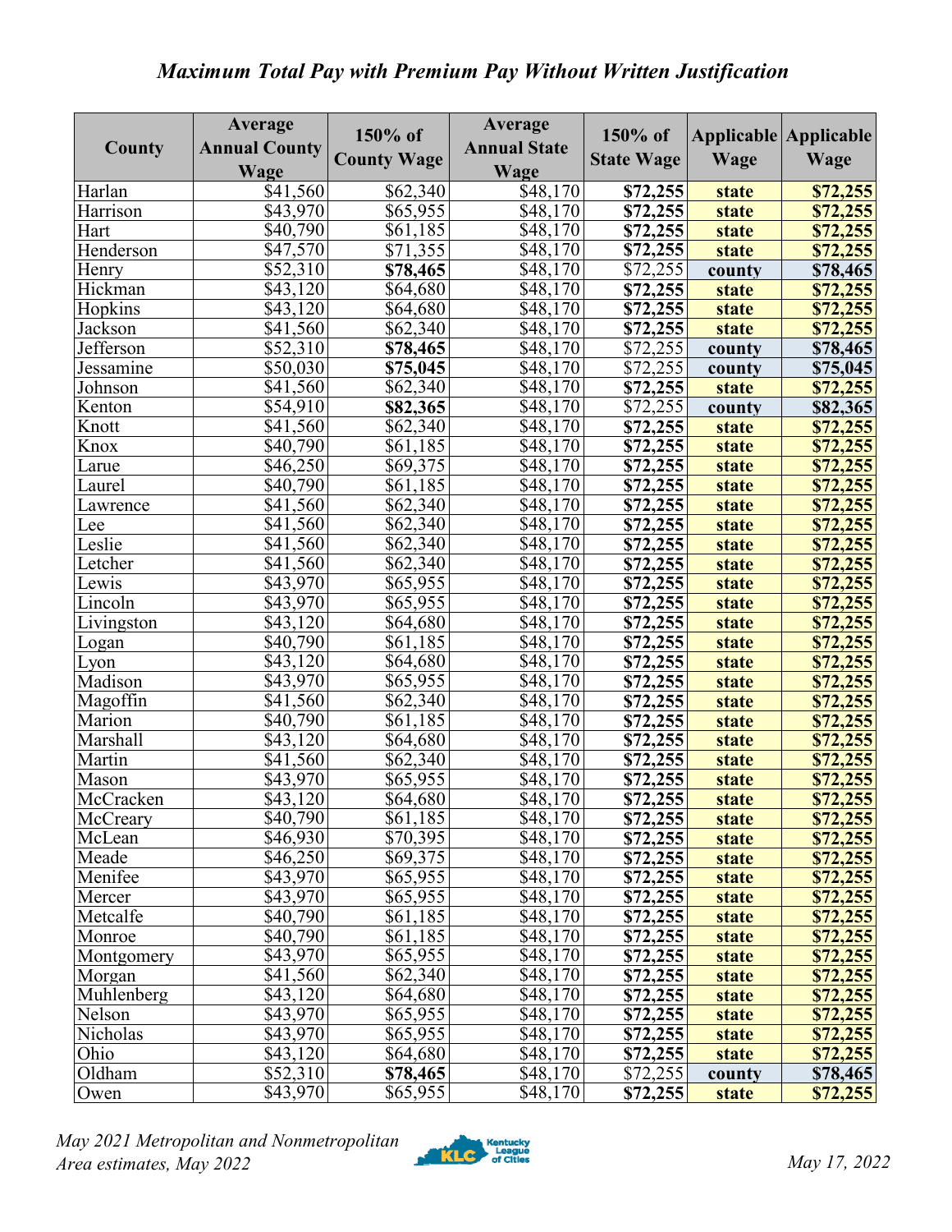# *Maximum Total Pay with Premium Pay Without Written Justification*

| County | Average Annual County Wage | 150% of County Wage | Average Annual State Wage | 150% of State Wage | Applicable Wage | Applicable Wage |
|---|---|---|---|---|---|---|
| Harlan | $41,560 | $62,340 | $48,170 | **$72,255** | **state** | **$72,255** |
| Harrison | $43,970 | $65,955 | $48,170 | **$72,255** | **state** | **$72,255** |
| Hart | $40,790 | $61,185 | $48,170 | **$72,255** | **state** | **$72,255** |
| Henderson | $47,570 | $71,355 | $48,170 | **$72,255** | **state** | **$72,255** |
| Henry | $52,310 | **$78,465** | $48,170 | $72,255 | **county** | **$78,465** |
| Hickman | $43,120 | $64,680 | $48,170 | **$72,255** | **state** | **$72,255** |
| Hopkins | $43,120 | $64,680 | $48,170 | **$72,255** | **state** | **$72,255** |
| Jackson | $41,560 | $62,340 | $48,170 | **$72,255** | **state** | **$72,255** |
| Jefferson | $52,310 | **$78,465** | $48,170 | $72,255 | **county** | **$78,465** |
| Jessamine | $50,030 | **$75,045** | $48,170 | $72,255 | **county** | **$75,045** |
| Johnson | $41,560 | $62,340 | $48,170 | **$72,255** | **state** | **$72,255** |
| Kenton | $54,910 | **$82,365** | $48,170 | $72,255 | **county** | **$82,365** |
| Knott | $41,560 | $62,340 | $48,170 | **$72,255** | **state** | **$72,255** |
| Knox | $40,790 | $61,185 | $48,170 | **$72,255** | **state** | **$72,255** |
| Larue | $46,250 | $69,375 | $48,170 | **$72,255** | **state** | **$72,255** |
| Laurel | $40,790 | $61,185 | $48,170 | **$72,255** | **state** | **$72,255** |
| Lawrence | $41,560 | $62,340 | $48,170 | **$72,255** | **state** | **$72,255** |
| Lee | $41,560 | $62,340 | $48,170 | **$72,255** | **state** | **$72,255** |
| Leslie | $41,560 | $62,340 | $48,170 | **$72,255** | **state** | **$72,255** |
| Letcher | $41,560 | $62,340 | $48,170 | **$72,255** | **state** | **$72,255** |
| Lewis | $43,970 | $65,955 | $48,170 | **$72,255** | **state** | **$72,255** |
| Lincoln | $43,970 | $65,955 | $48,170 | **$72,255** | **state** | **$72,255** |
| Livingston | $43,120 | $64,680 | $48,170 | **$72,255** | **state** | **$72,255** |
| Logan | $40,790 | $61,185 | $48,170 | **$72,255** | **state** | **$72,255** |
| Lyon | $43,120 | $64,680 | $48,170 | **$72,255** | **state** | **$72,255** |
| Madison | $43,970 | $65,955 | $48,170 | **$72,255** | **state** | **$72,255** |
| Magoffin | $41,560 | $62,340 | $48,170 | **$72,255** | **state** | **$72,255** |
| Marion | $40,790 | $61,185 | $48,170 | **$72,255** | **state** | **$72,255** |
| Marshall | $43,120 | $64,680 | $48,170 | **$72,255** | **state** | **$72,255** |
| Martin | $41,560 | $62,340 | $48,170 | **$72,255** | **state** | **$72,255** |
| Mason | $43,970 | $65,955 | $48,170 | **$72,255** | **state** | **$72,255** |
| McCracken | $43,120 | $64,680 | $48,170 | **$72,255** | **state** | **$72,255** |
| McCreary | $40,790 | $61,185 | $48,170 | **$72,255** | **state** | **$72,255** |
| McLean | $46,930 | $70,395 | $48,170 | **$72,255** | **state** | **$72,255** |
| Meade | $46,250 | $69,375 | $48,170 | **$72,255** | **state** | **$72,255** |
| Menifee | $43,970 | $65,955 | $48,170 | **$72,255** | **state** | **$72,255** |
| Mercer | $43,970 | $65,955 | $48,170 | **$72,255** | **state** | **$72,255** |
| Metcalfe | $40,790 | $61,185 | $48,170 | **$72,255** | **state** | **$72,255** |
| Monroe | $40,790 | $61,185 | $48,170 | **$72,255** | **state** | **$72,255** |
| Montgomery | $43,970 | $65,955 | $48,170 | **$72,255** | **state** | **$72,255** |
| Morgan | $41,560 | $62,340 | $48,170 | **$72,255** | **state** | **$72,255** |
| Muhlenberg | $43,120 | $64,680 | $48,170 | **$72,255** | **state** | **$72,255** |
| Nelson | $43,970 | $65,955 | $48,170 | **$72,255** | **state** | **$72,255** |
| Nicholas | $43,970 | $65,955 | $48,170 | **$72,255** | **state** | **$72,255** |
| Ohio | $43,120 | $64,680 | $48,170 | **$72,255** | **state** | **$72,255** |
| Oldham | $52,310 | **$78,465** | $48,170 | $72,255 | **county** | **$78,465** |
| Owen | $43,970 | $65,955 | $48,170 | **$72,255** | **state** | **$72,255** |

*May 2021 Metropolitan and Nonmetropolitan Area estimates, May 2022*

Kentucky League of Cities

*May 17, 2022*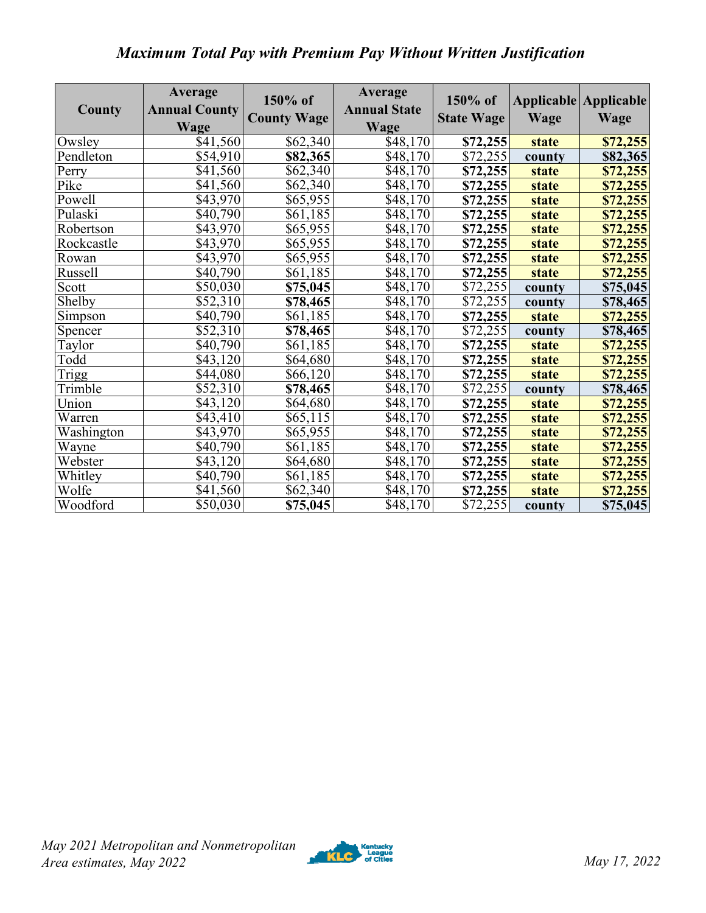*Maximum Total Pay with Premium Pay Without Written Justification*

| County | Average Annual County Wage | 150% of County Wage | Average Annual State Wage | 150% of State Wage | Applicable Wage | Applicable Wage |
|---|---|---|---|---|---|---|
| Owsley | $41,560 | $62,340 | $48,170 | **$72,255** | **state** | **$72,255** |
| Pendleton | $54,910 | **$82,365** | $48,170 | $72,255 | **county** | **$82,365** |
| Perry | $41,560 | $62,340 | $48,170 | **$72,255** | **state** | **$72,255** |
| Pike | $41,560 | $62,340 | $48,170 | **$72,255** | **state** | **$72,255** |
| Powell | $43,970 | $65,955 | $48,170 | **$72,255** | **state** | **$72,255** |
| Pulaski | $40,790 | $61,185 | $48,170 | **$72,255** | **state** | **$72,255** |
| Robertson | $43,970 | $65,955 | $48,170 | **$72,255** | **state** | **$72,255** |
| Rockcastle | $43,970 | $65,955 | $48,170 | **$72,255** | **state** | **$72,255** |
| Rowan | $43,970 | $65,955 | $48,170 | **$72,255** | **state** | **$72,255** |
| Russell | $40,790 | $61,185 | $48,170 | **$72,255** | **state** | **$72,255** |
| Scott | $50,030 | **$75,045** | $48,170 | $72,255 | **county** | **$75,045** |
| Shelby | $52,310 | **$78,465** | $48,170 | $72,255 | **county** | **$78,465** |
| Simpson | $40,790 | $61,185 | $48,170 | **$72,255** | **state** | **$72,255** |
| Spencer | $52,310 | **$78,465** | $48,170 | $72,255 | **county** | **$78,465** |
| Taylor | $40,790 | $61,185 | $48,170 | **$72,255** | **state** | **$72,255** |
| Todd | $43,120 | $64,680 | $48,170 | **$72,255** | **state** | **$72,255** |
| Trigg | $44,080 | $66,120 | $48,170 | **$72,255** | **state** | **$72,255** |
| Trimble | $52,310 | **$78,465** | $48,170 | $72,255 | **county** | **$78,465** |
| Union | $43,120 | $64,680 | $48,170 | **$72,255** | **state** | **$72,255** |
| Warren | $43,410 | $65,115 | $48,170 | **$72,255** | **state** | **$72,255** |
| Washington | $43,970 | $65,955 | $48,170 | **$72,255** | **state** | **$72,255** |
| Wayne | $40,790 | $61,185 | $48,170 | **$72,255** | **state** | **$72,255** |
| Webster | $43,120 | $64,680 | $48,170 | **$72,255** | **state** | **$72,255** |
| Whitley | $40,790 | $61,185 | $48,170 | **$72,255** | **state** | **$72,255** |
| Wolfe | $41,560 | $62,340 | $48,170 | **$72,255** | **state** | **$72,255** |
| Woodford | $50,030 | **$75,045** | $48,170 | $72,255 | **county** | **$75,045** |

*May 2021 Metropolitan and Nonmetropolitan Area estimates, May 2022*

*May 17, 2022*